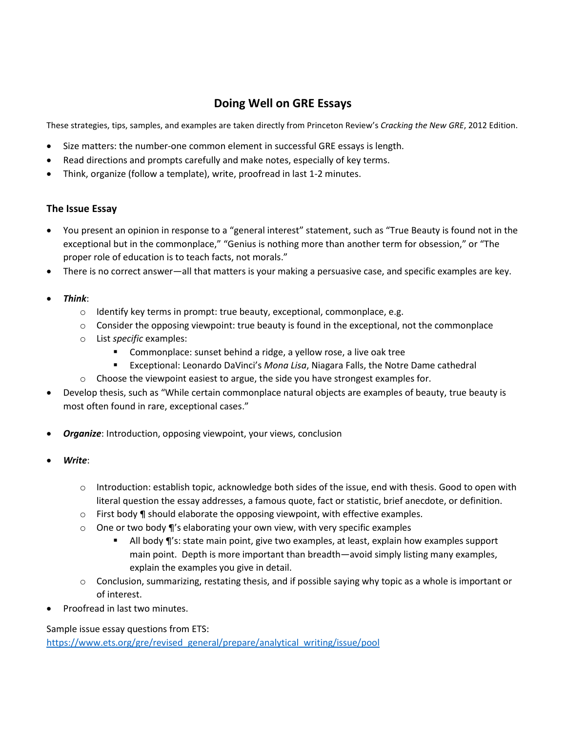# Doing Well on GRE Essays

These strategies, tips, samples, and examples are taken directly from Princeton Review's *Cracking the New GRE*, 2012 Edition.

- Size matters: the number-one common element in successful GRE essays is length.
- Read directions and prompts carefully and make notes, especially of key terms.
- Think, organize (follow a template), write, proofread in last 1-2 minutes.

## The Issue Essay

- You present an opinion in response to a "general interest" statement, such as "True Beauty is found not in the exceptional but in the commonplace," "Genius is nothing more than another term for obsession," or "The proper role of education is to teach facts, not morals."
- There is no correct answer—all that matters is your making a persuasive case, and specific examples are key.

- ***Think***:
  - Identify key terms in prompt: true beauty, exceptional, commonplace, e.g.
  - Consider the opposing viewpoint: true beauty is found in the exceptional, not the commonplace
  - List *specific* examples:
    - Commonplace: sunset behind a ridge, a yellow rose, a live oak tree
    - Exceptional: Leonardo DaVinci's *Mona Lisa*, Niagara Falls, the Notre Dame cathedral
  - Choose the viewpoint easiest to argue, the side you have strongest examples for.
- Develop thesis, such as "While certain commonplace natural objects are examples of beauty, true beauty is most often found in rare, exceptional cases."

- ***Organize***: Introduction, opposing viewpoint, your views, conclusion

- ***Write***:
  - Introduction: establish topic, acknowledge both sides of the issue, end with thesis. Good to open with literal question the essay addresses, a famous quote, fact or statistic, brief anecdote, or definition.
  - First body ¶ should elaborate the opposing viewpoint, with effective examples.
  - One or two body ¶'s elaborating your own view, with very specific examples
    - All body ¶'s: state main point, give two examples, at least, explain how examples support main point. Depth is more important than breadth—avoid simply listing many examples, explain the examples you give in detail.
  - Conclusion, summarizing, restating thesis, and if possible saying why topic as a whole is important or of interest.
- Proofread in last two minutes.

Sample issue essay questions from ETS:
https://www.ets.org/gre/revised_general/prepare/analytical_writing/issue/pool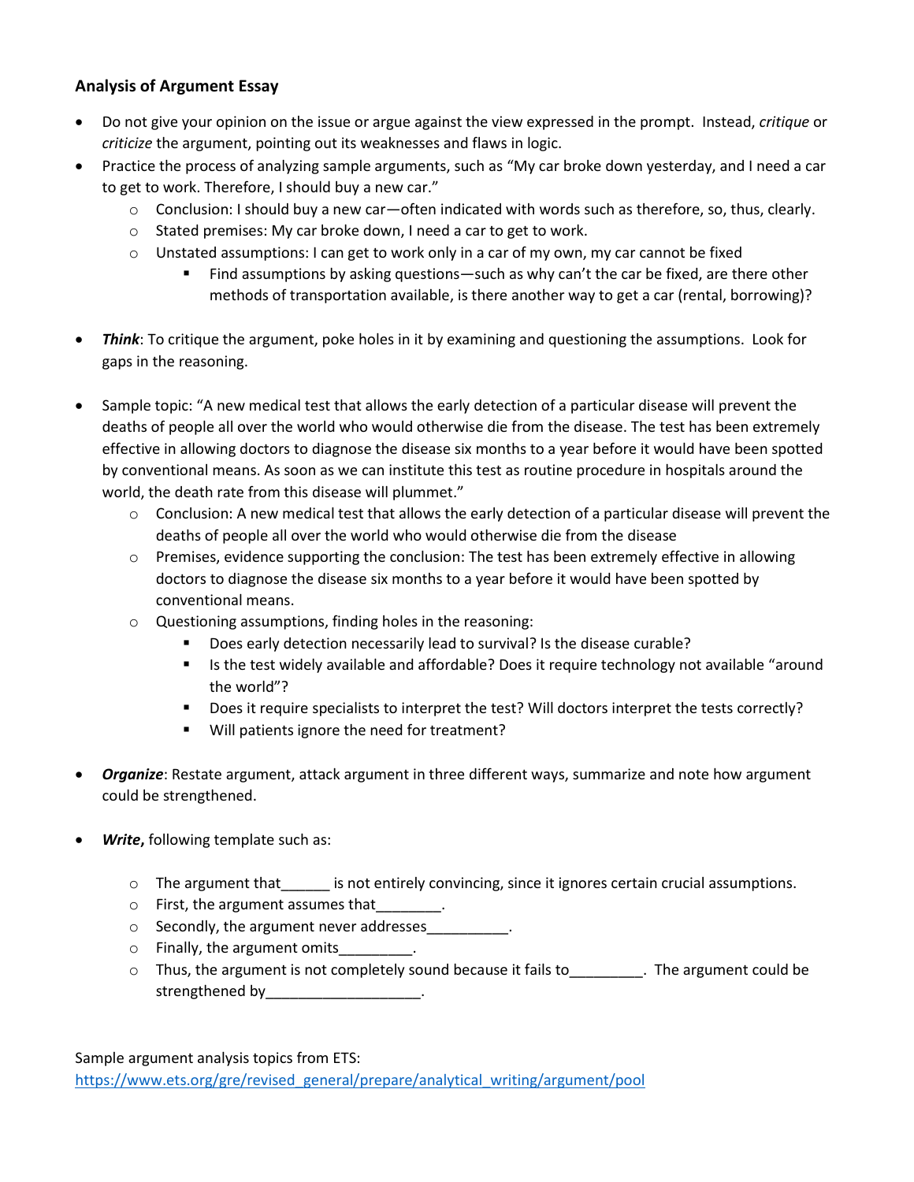## Analysis of Argument Essay

- Do not give your opinion on the issue or argue against the view expressed in the prompt. Instead, *critique* or *criticize* the argument, pointing out its weaknesses and flaws in logic.
- Practice the process of analyzing sample arguments, such as "My car broke down yesterday, and I need a car to get to work. Therefore, I should buy a new car."
  - Conclusion: I should buy a new car—often indicated with words such as therefore, so, thus, clearly.
  - Stated premises: My car broke down, I need a car to get to work.
  - Unstated assumptions: I can get to work only in a car of my own, my car cannot be fixed
    - Find assumptions by asking questions—such as why can't the car be fixed, are there other methods of transportation available, is there another way to get a car (rental, borrowing)?

- ***Think***: To critique the argument, poke holes in it by examining and questioning the assumptions. Look for gaps in the reasoning.

- Sample topic: "A new medical test that allows the early detection of a particular disease will prevent the deaths of people all over the world who would otherwise die from the disease. The test has been extremely effective in allowing doctors to diagnose the disease six months to a year before it would have been spotted by conventional means. As soon as we can institute this test as routine procedure in hospitals around the world, the death rate from this disease will plummet."
  - Conclusion: A new medical test that allows the early detection of a particular disease will prevent the deaths of people all over the world who would otherwise die from the disease
  - Premises, evidence supporting the conclusion: The test has been extremely effective in allowing doctors to diagnose the disease six months to a year before it would have been spotted by conventional means.
  - Questioning assumptions, finding holes in the reasoning:
    - Does early detection necessarily lead to survival? Is the disease curable?
    - Is the test widely available and affordable? Does it require technology not available "around the world"?
    - Does it require specialists to interpret the test? Will doctors interpret the tests correctly?
    - Will patients ignore the need for treatment?

- ***Organize***: Restate argument, attack argument in three different ways, summarize and note how argument could be strengthened.

- ***Write*****,** following template such as:

  - The argument that______ is not entirely convincing, since it ignores certain crucial assumptions.
  - First, the argument assumes that________.
  - Secondly, the argument never addresses__________.
  - Finally, the argument omits_________.
  - Thus, the argument is not completely sound because it fails to_________. The argument could be strengthened by___________________.

Sample argument analysis topics from ETS:
https://www.ets.org/gre/revised_general/prepare/analytical_writing/argument/pool